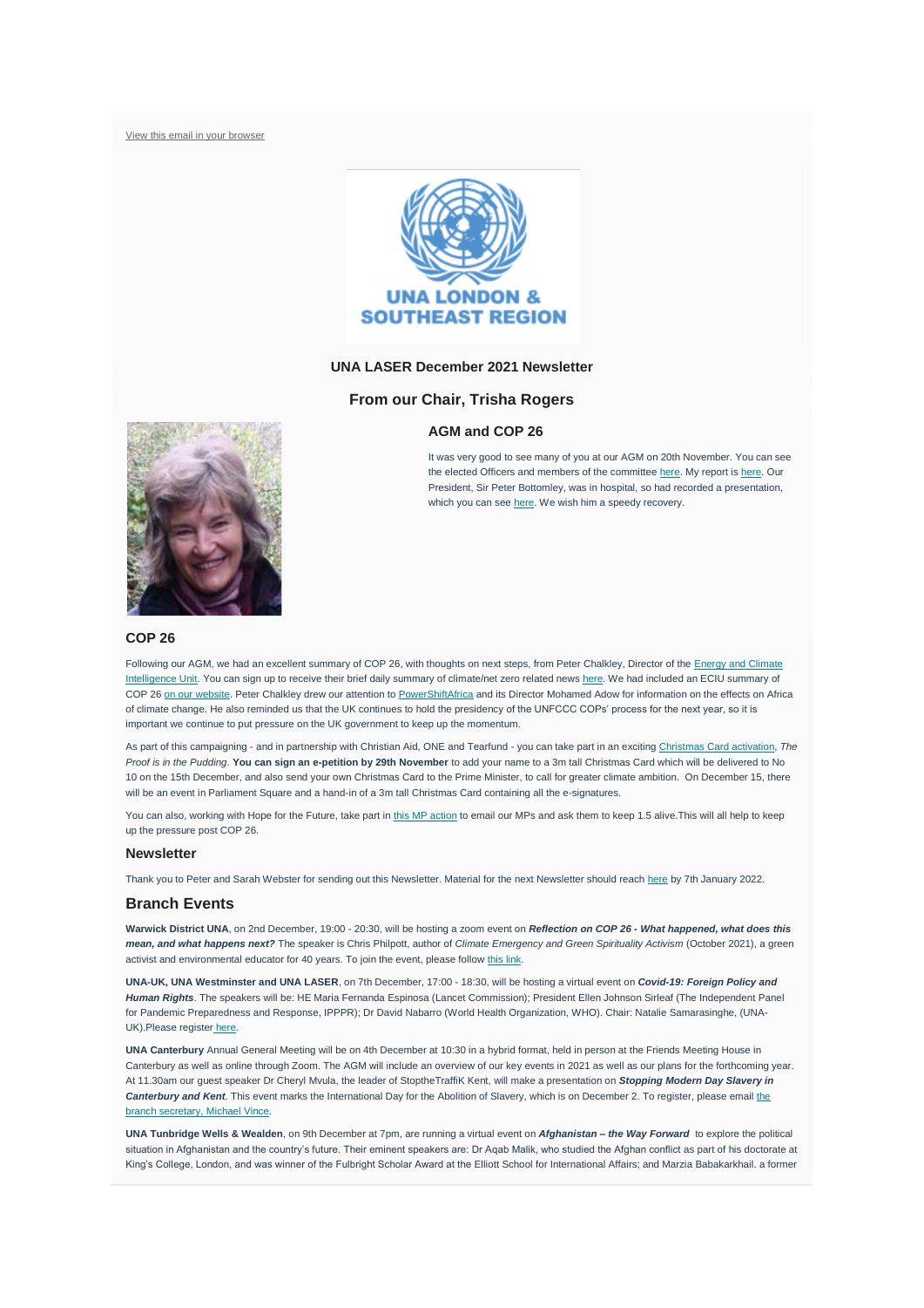View this email in your browser

UNA LONDON & SOUTHEAST REGION

## UNA LASER December 2021 Newsletter

## From our Chair, Trisha Rogers

### AGM and COP 26

It was very good to see many of you at our AGM on 20th November. You can see the elected Officers and members of the committee here. My report is here. Our President, Sir Peter Bottomley, was in hospital, so had recorded a presentation, which you can see here. We wish him a speedy recovery.

### COP 26

Following our AGM, we had an excellent summary of COP 26, with thoughts on next steps, from Peter Chalkley, Director of the Energy and Climate Intelligence Unit. You can sign up to receive their brief daily summary of climate/net zero related news here. We had included an ECIU summary of COP 26 on our website. Peter Chalkley drew our attention to PowerShiftAfrica and its Director Mohamed Adow for information on the effects on Africa of climate change. He also reminded us that the UK continues to hold the presidency of the UNFCCC COPs' process for the next year, so it is important we continue to put pressure on the UK government to keep up the momentum.

As part of this campaigning - and in partnership with Christian Aid, ONE and Tearfund - you can take part in an exciting Christmas Card activation, *The Proof is in the Pudding*. **You can sign an e-petition by 29th November** to add your name to a 3m tall Christmas Card which will be delivered to No 10 on the 15th December, and also send your own Christmas Card to the Prime Minister, to call for greater climate ambition. On December 15, there will be an event in Parliament Square and a hand-in of a 3m tall Christmas Card containing all the e-signatures.

You can also, working with Hope for the Future, take part in this MP action to email our MPs and ask them to keep 1.5 alive.This will all help to keep up the pressure post COP 26.

### Newsletter

Thank you to Peter and Sarah Webster for sending out this Newsletter. Material for the next Newsletter should reach here by 7th January 2022.

### Branch Events

**Warwick District UNA**, on 2nd December, 19:00 - 20:30, will be hosting a zoom event on ***Reflection on COP 26 - What happened, what does this mean, and what happens next?*** The speaker is Chris Philpott, author of *Climate Emergency and Green Spirituality Activism* (October 2021), a green activist and environmental educator for 40 years. To join the event, please follow this link.

**UNA-UK, UNA Westminster and UNA LASER**, on 7th December, 17:00 - 18:30, will be hosting a virtual event on ***Covid-19: Foreign Policy and Human Rights***. The speakers will be: HE Maria Fernanda Espinosa (Lancet Commission); President Ellen Johnson Sirleaf (The Independent Panel for Pandemic Preparedness and Response, IPPPR); Dr David Nabarro (World Health Organization, WHO). Chair: Natalie Samarasinghe, (UNA-UK).Please register here.

**UNA Canterbury** Annual General Meeting will be on 4th December at 10:30 in a hybrid format, held in person at the Friends Meeting House in Canterbury as well as online through Zoom. The AGM will include an overview of our key events in 2021 as well as our plans for the forthcoming year. At 11.30am our guest speaker Dr Cheryl Mvula, the leader of StoptheTraffiK Kent, will make a presentation on ***Stopping Modern Day Slavery in Canterbury and Kent***. This event marks the International Day for the Abolition of Slavery, which is on December 2. To register, please email the branch secretary, Michael Vince.

**UNA Tunbridge Wells & Wealden**, on 9th December at 7pm, are running a virtual event on ***Afghanistan – the Way Forward*** to explore the political situation in Afghanistan and the country's future. Their eminent speakers are: Dr Aqab Malik, who studied the Afghan conflict as part of his doctorate at King's College, London, and was winner of the Fulbright Scholar Award at the Elliott School for International Affairs; and Marzia Babakarkhail. a former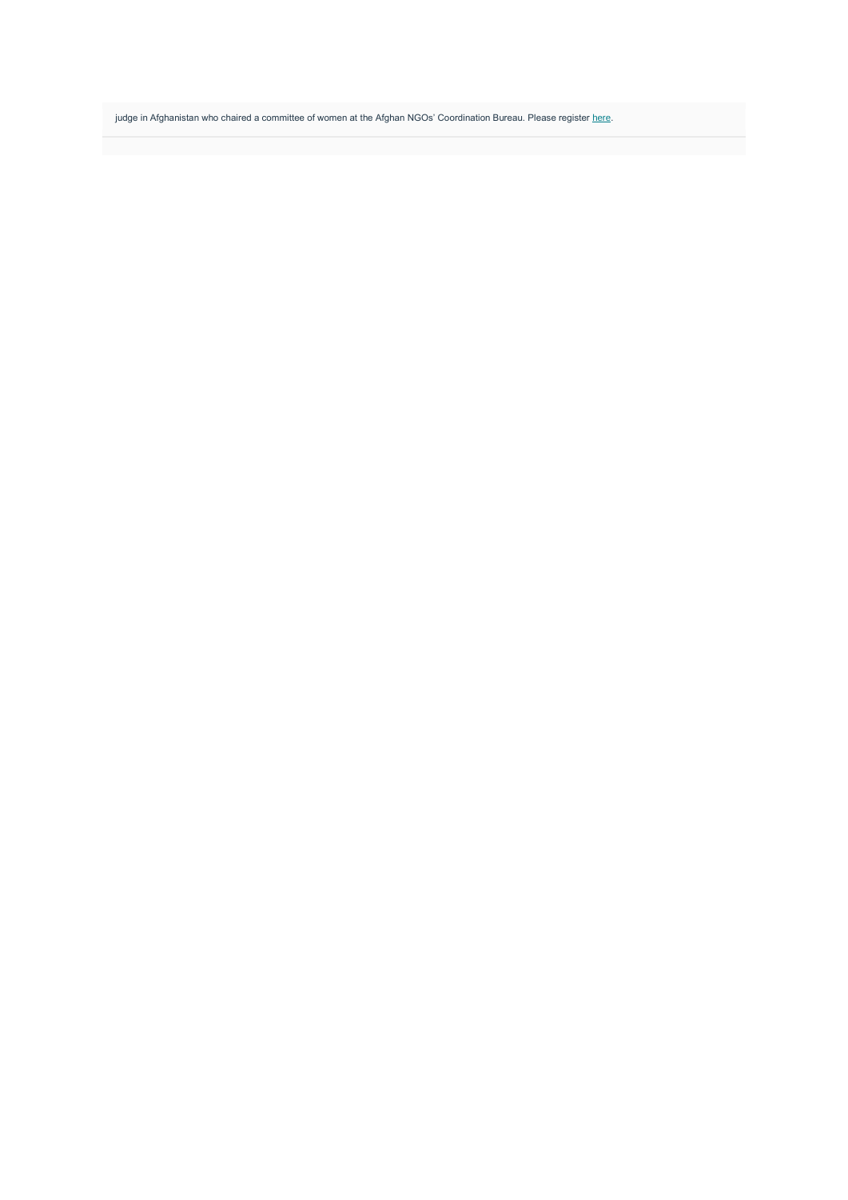judge in Afghanistan who chaired a committee of women at the Afghan NGOs' Coordination Bureau. Please register here.